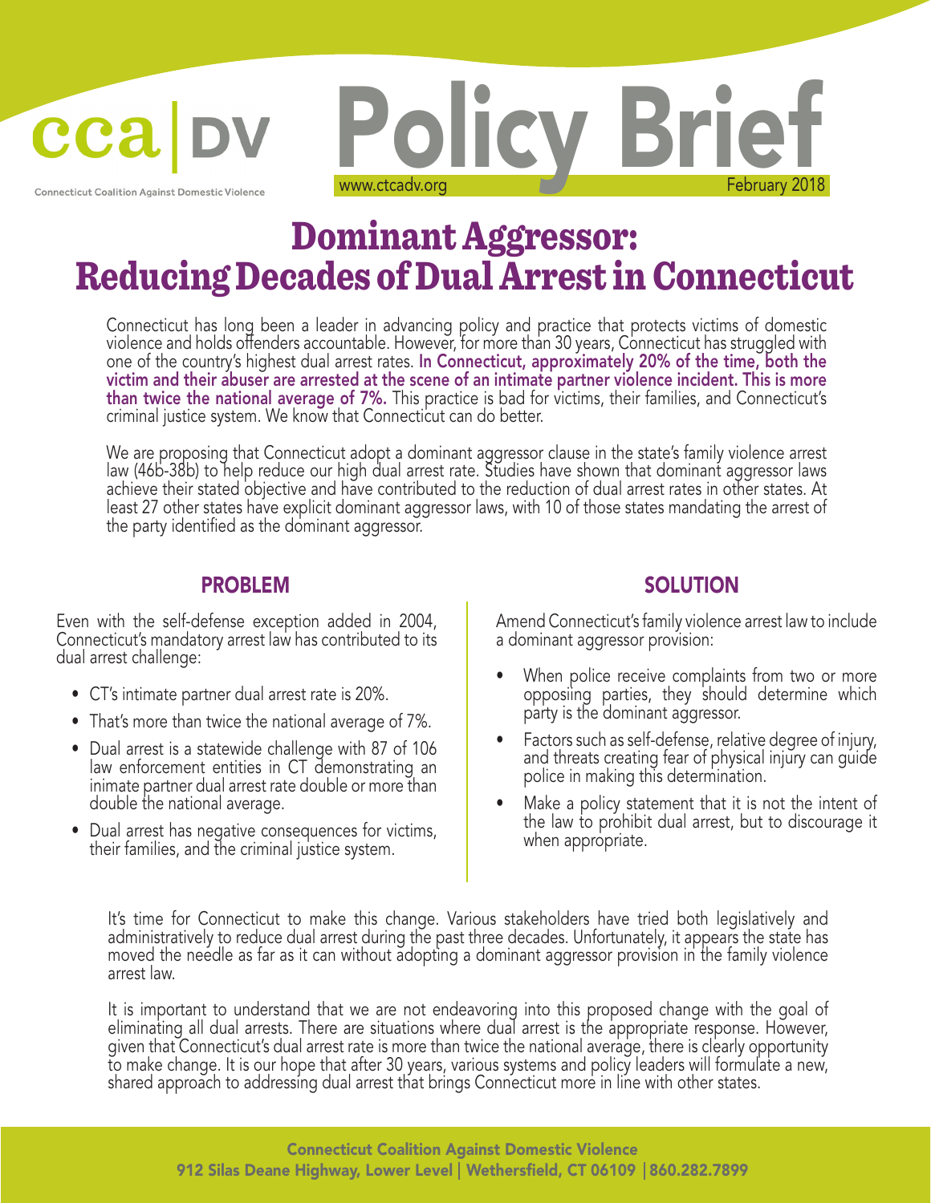CCADV | Connecticut Coalition Against Domestic Violence

# Policy Brief

www.ctcadv.org — February 2018

# Dominant Aggressor: Reducing Decades of Dual Arrest in Connecticut

Connecticut has long been a leader in advancing policy and practice that protects victims of domestic violence and holds offenders accountable. However, for more than 30 years, Connecticut has struggled with one of the country's highest dual arrest rates. **In Connecticut, approximately 20% of the time, both the victim and their abuser are arrested at the scene of an intimate partner violence incident. This is more than twice the national average of 7%.** This practice is bad for victims, their families, and Connecticut's criminal justice system. We know that Connecticut can do better.

We are proposing that Connecticut adopt a dominant aggressor clause in the state's family violence arrest law (46b-38b) to help reduce our high dual arrest rate. Studies have shown that dominant aggressor laws achieve their stated objective and have contributed to the reduction of dual arrest rates in other states. At least 27 other states have explicit dominant aggressor laws, with 10 of those states mandating the arrest of the party identified as the dominant aggressor.

## PROBLEM

Even with the self-defense exception added in 2004, Connecticut's mandatory arrest law has contributed to its dual arrest challenge:

- CT's intimate partner dual arrest rate is 20%.
- That's more than twice the national average of 7%.
- Dual arrest is a statewide challenge with 87 of 106 law enforcement entities in CT demonstrating an inimate partner dual arrest rate double or more than double the national average.
- Dual arrest has negative consequences for victims, their families, and the criminal justice system.

## SOLUTION

Amend Connecticut's family violence arrest law to include a dominant aggressor provision:

- When police receive complaints from two or more opposiing parties, they should determine which party is the dominant aggressor.
- Factors such as self-defense, relative degree of injury, and threats creating fear of physical injury can guide police in making this determination.
- Make a policy statement that it is not the intent of the law to prohibit dual arrest, but to discourage it when appropriate.

It's time for Connecticut to make this change. Various stakeholders have tried both legislatively and administratively to reduce dual arrest during the past three decades. Unfortunately, it appears the state has moved the needle as far as it can without adopting a dominant aggressor provision in the family violence arrest law.

It is important to understand that we are not endeavoring into this proposed change with the goal of eliminating all dual arrests. There are situations where dual arrest is the appropriate response. However, given that Connecticut's dual arrest rate is more than twice the national average, there is clearly opportunity to make change. It is our hope that after 30 years, various systems and policy leaders will formulate a new, shared approach to addressing dual arrest that brings Connecticut more in line with other states.

Connecticut Coalition Against Domestic Violence
912 Silas Deane Highway, Lower Level | Wethersfield, CT 06109 | 860.282.7899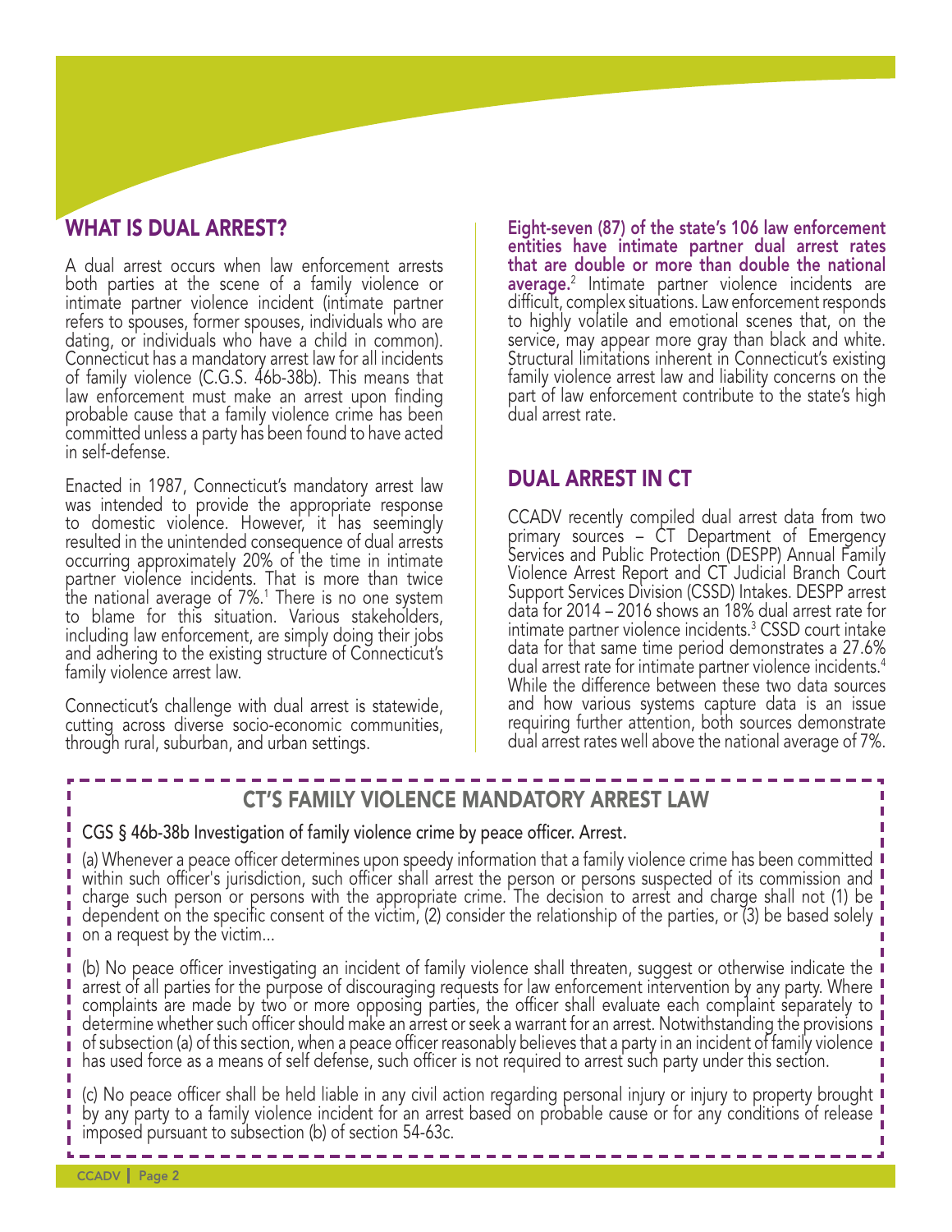## WHAT IS DUAL ARREST?

A dual arrest occurs when law enforcement arrests both parties at the scene of a family violence or intimate partner violence incident (intimate partner refers to spouses, former spouses, individuals who are dating, or individuals who have a child in common). Connecticut has a mandatory arrest law for all incidents of family violence (C.G.S. 46b-38b). This means that law enforcement must make an arrest upon finding probable cause that a family violence crime has been committed unless a party has been found to have acted in self-defense.

Enacted in 1987, Connecticut's mandatory arrest law was intended to provide the appropriate response to domestic violence. However, it has seemingly resulted in the unintended consequence of dual arrests occurring approximately 20% of the time in intimate partner violence incidents. That is more than twice the national average of 7%.[1] There is no one system to blame for this situation. Various stakeholders, including law enforcement, are simply doing their jobs and adhering to the existing structure of Connecticut's family violence arrest law.

Connecticut's challenge with dual arrest is statewide, cutting across diverse socio-economic communities, through rural, suburban, and urban settings.

**Eight-seven (87) of the state's 106 law enforcement entities have intimate partner dual arrest rates that are double or more than double the national average.**[2] Intimate partner violence incidents are difficult, complex situations. Law enforcement responds to highly volatile and emotional scenes that, on the service, may appear more gray than black and white. Structural limitations inherent in Connecticut's existing family violence arrest law and liability concerns on the part of law enforcement contribute to the state's high dual arrest rate.

## DUAL ARREST IN CT

CCADV recently compiled dual arrest data from two primary sources – CT Department of Emergency Services and Public Protection (DESPP) Annual Family Violence Arrest Report and CT Judicial Branch Court Support Services Division (CSSD) Intakes. DESPP arrest data for 2014 – 2016 shows an 18% dual arrest rate for intimate partner violence incidents.[3] CSSD court intake data for that same time period demonstrates a 27.6% dual arrest rate for intimate partner violence incidents.[4] While the difference between these two data sources and how various systems capture data is an issue requiring further attention, both sources demonstrate dual arrest rates well above the national average of 7%.

### CT'S FAMILY VIOLENCE MANDATORY ARREST LAW

CGS § 46b-38b Investigation of family violence crime by peace officer. Arrest.

(a) Whenever a peace officer determines upon speedy information that a family violence crime has been committed within such officer's jurisdiction, such officer shall arrest the person or persons suspected of its commission and charge such person or persons with the appropriate crime. The decision to arrest and charge shall not (1) be dependent on the specific consent of the victim, (2) consider the relationship of the parties, or (3) be based solely on a request by the victim...

(b) No peace officer investigating an incident of family violence shall threaten, suggest or otherwise indicate the arrest of all parties for the purpose of discouraging requests for law enforcement intervention by any party. Where complaints are made by two or more opposing parties, the officer shall evaluate each complaint separately to determine whether such officer should make an arrest or seek a warrant for an arrest. Notwithstanding the provisions of subsection (a) of this section, when a peace officer reasonably believes that a party in an incident of family violence has used force as a means of self defense, such officer is not required to arrest such party under this section.

(c) No peace officer shall be held liable in any civil action regarding personal injury or injury to property brought by any party to a family violence incident for an arrest based on probable cause or for any conditions of release imposed pursuant to subsection (b) of section 54-63c.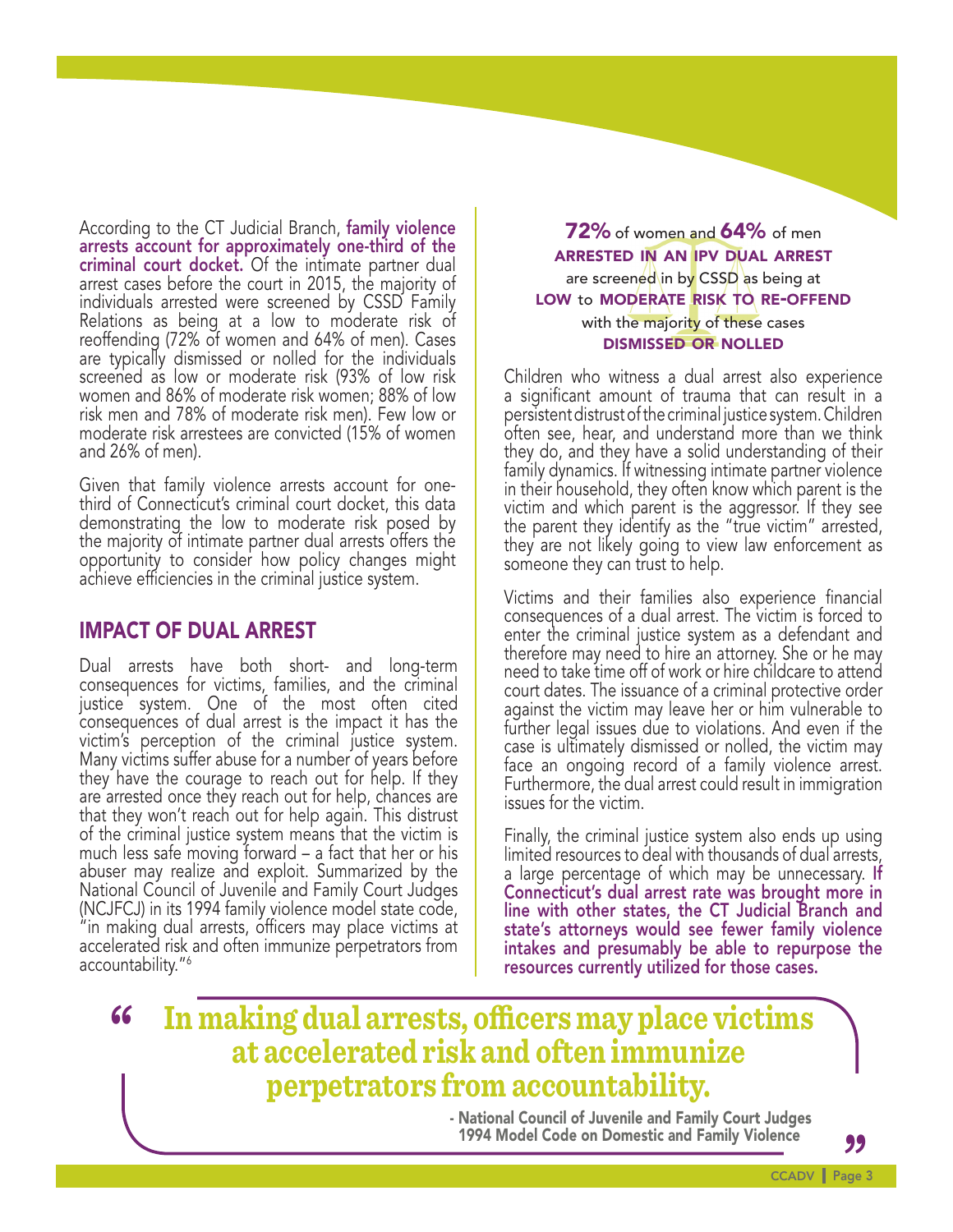According to the CT Judicial Branch, **family violence arrests account for approximately one-third of the criminal court docket.** Of the intimate partner dual arrest cases before the court in 2015, the majority of individuals arrested were screened by CSSD Family Relations as being at a low to moderate risk of reoffending (72% of women and 64% of men). Cases are typically dismissed or nolled for the individuals screened as low or moderate risk (93% of low risk women and 86% of moderate risk women; 88% of low risk men and 78% of moderate risk men). Few low or moderate risk arrestees are convicted (15% of women and 26% of men).

Given that family violence arrests account for one-third of Connecticut's criminal court docket, this data demonstrating the low to moderate risk posed by the majority of intimate partner dual arrests offers the opportunity to consider how policy changes might achieve efficiencies in the criminal justice system.

## IMPACT OF DUAL ARREST

Dual arrests have both short- and long-term consequences for victims, families, and the criminal justice system. One of the most often cited consequences of dual arrest is the impact it has the victim's perception of the criminal justice system. Many victims suffer abuse for a number of years before they have the courage to reach out for help. If they are arrested once they reach out for help, chances are that they won't reach out for help again. This distrust of the criminal justice system means that the victim is much less safe moving forward – a fact that her or his abuser may realize and exploit. Summarized by the National Council of Juvenile and Family Court Judges (NCJFCJ) in its 1994 family violence model state code, "in making dual arrests, officers may place victims at accelerated risk and often immunize perpetrators from accountability."[6]

**72%** of women and **64%** of men **ARRESTED IN AN IPV DUAL ARREST** are screened in by CSSD as being at **LOW to MODERATE RISK TO RE-OFFEND** with the majority of these cases **DISMISSED OR NOLLED**

Children who witness a dual arrest also experience a significant amount of trauma that can result in a persistent distrust of the criminal justice system. Children often see, hear, and understand more than we think they do, and they have a solid understanding of their family dynamics. If witnessing intimate partner violence in their household, they often know which parent is the victim and which parent is the aggressor. If they see the parent they identify as the "true victim" arrested, they are not likely going to view law enforcement as someone they can trust to help.

Victims and their families also experience financial consequences of a dual arrest. The victim is forced to enter the criminal justice system as a defendant and therefore may need to hire an attorney. She or he may need to take time off of work or hire childcare to attend court dates. The issuance of a criminal protective order against the victim may leave her or him vulnerable to further legal issues due to violations. And even if the case is ultimately dismissed or nolled, the victim may face an ongoing record of a family violence arrest. Furthermore, the dual arrest could result in immigration issues for the victim.

Finally, the criminal justice system also ends up using limited resources to deal with thousands of dual arrests, a large percentage of which may be unnecessary. **If Connecticut's dual arrest rate was brought more in line with other states, the CT Judicial Branch and state's attorneys would see fewer family violence intakes and presumably be able to repurpose the resources currently utilized for those cases.**

> **"In making dual arrests, officers may place victims at accelerated risk and often immunize perpetrators from accountability."**
>
> **- National Council of Juvenile and Family Court Judges 1994 Model Code on Domestic and Family Violence**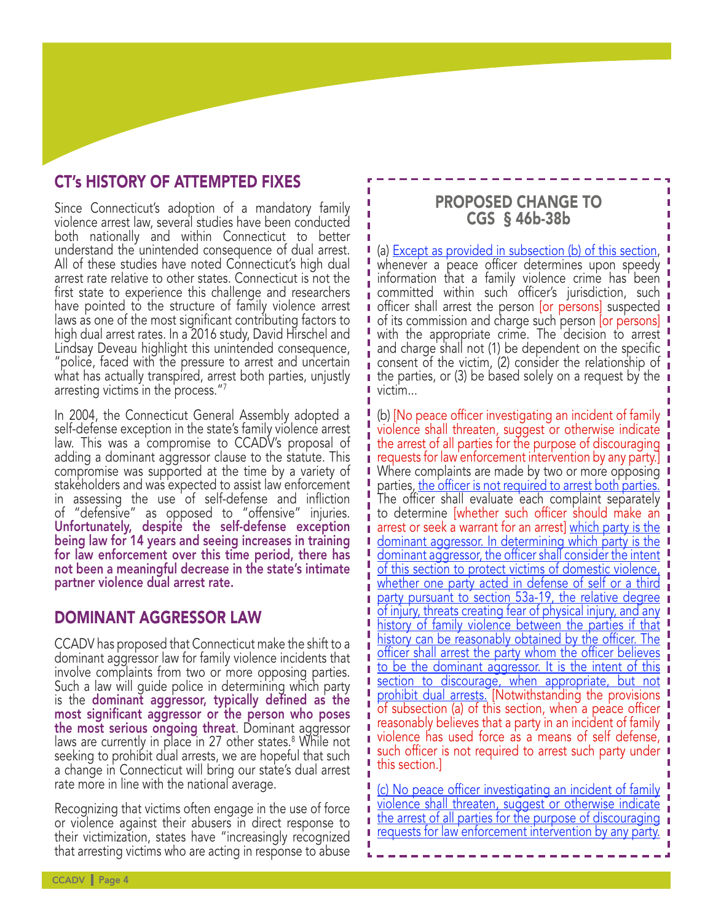## CT's HISTORY OF ATTEMPTED FIXES

Since Connecticut's adoption of a mandatory family violence arrest law, several studies have been conducted both nationally and within Connecticut to better understand the unintended consequence of dual arrest. All of these studies have noted Connecticut's high dual arrest rate relative to other states. Connecticut is not the first state to experience this challenge and researchers have pointed to the structure of family violence arrest laws as one of the most significant contributing factors to high dual arrest rates. In a 2016 study, David Hirschel and Lindsay Deveau highlight this unintended consequence, "police, faced with the pressure to arrest and uncertain what has actually transpired, arrest both parties, unjustly arresting victims in the process."[7]

In 2004, the Connecticut General Assembly adopted a self-defense exception in the state's family violence arrest law. This was a compromise to CCADV's proposal of adding a dominant aggressor clause to the statute. This compromise was supported at the time by a variety of stakeholders and was expected to assist law enforcement in assessing the use of self-defense and infliction of "defensive" as opposed to "offensive" injuries. **Unfortunately, despite the self-defense exception being law for 14 years and seeing increases in training for law enforcement over this time period, there has not been a meaningful decrease in the state's intimate partner violence dual arrest rate.**

## DOMINANT AGGRESSOR LAW

CCADV has proposed that Connecticut make the shift to a dominant aggressor law for family violence incidents that involve complaints from two or more opposing parties. Such a law will guide police in determining which party is the **dominant aggressor, typically defined as the most significant aggressor or the person who poses the most serious ongoing threat**. Dominant aggressor laws are currently in place in 27 other states.[8] While not seeking to prohibit dual arrests, we are hopeful that such a change in Connecticut will bring our state's dual arrest rate more in line with the national average.

Recognizing that victims often engage in the use of force or violence against their abusers in direct response to their victimization, states have "increasingly recognized that arresting victims who are acting in response to abuse

### PROPOSED CHANGE TO CGS § 46b-38b

(a) Except as provided in subsection (b) of this section, whenever a peace officer determines upon speedy information that a family violence crime has been committed within such officer's jurisdiction, such officer shall arrest the person [or persons] suspected of its commission and charge such person [or persons] with the appropriate crime. The decision to arrest and charge shall not (1) be dependent on the specific consent of the victim, (2) consider the relationship of the parties, or (3) be based solely on a request by the victim...

(b) [No peace officer investigating an incident of family violence shall threaten, suggest or otherwise indicate the arrest of all parties for the purpose of discouraging requests for law enforcement intervention by any party.] Where complaints are made by two or more opposing parties, the officer is not required to arrest both parties. The officer shall evaluate each complaint separately to determine [whether such officer should make an arrest or seek a warrant for an arrest] which party is the dominant aggressor. In determining which party is the dominant aggressor, the officer shall consider the intent of this section to protect victims of domestic violence, whether one party acted in defense of self or a third party pursuant to section 53a-19, the relative degree of injury, threats creating fear of physical injury, and any history of family violence between the parties if that history can be reasonably obtained by the officer. The officer shall arrest the party whom the officer believes to be the dominant aggressor. It is the intent of this section to discourage, when appropriate, but not prohibit dual arrests. [Notwithstanding the provisions of subsection (a) of this section, when a peace officer reasonably believes that a party in an incident of family violence has used force as a means of self defense, such officer is not required to arrest such party under this section.]

(c) No peace officer investigating an incident of family violence shall threaten, suggest or otherwise indicate the arrest of all parties for the purpose of discouraging requests for law enforcement intervention by any party.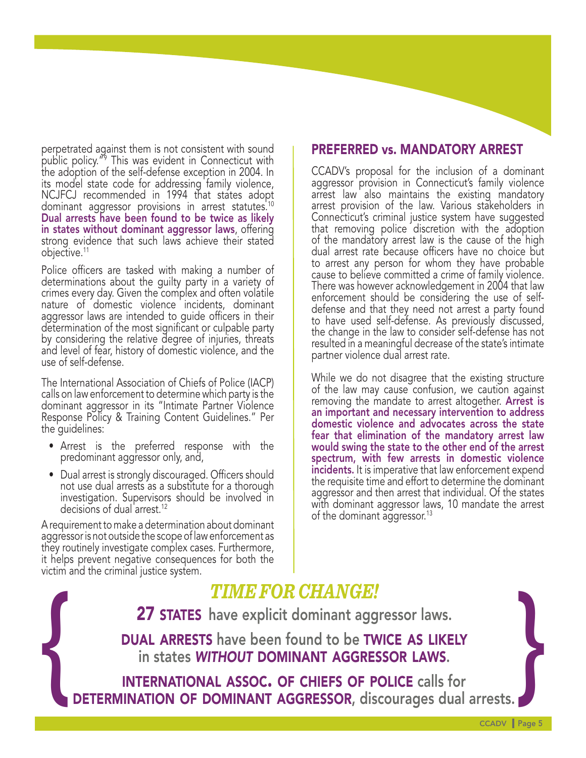perpetrated against them is not consistent with sound public policy."[9] This was evident in Connecticut with the adoption of the self-defense exception in 2004. In its model state code for addressing family violence, NCJFCJ recommended in 1994 that states adopt dominant aggressor provisions in arrest statutes.[10] **Dual arrests have been found to be twice as likely in states without dominant aggressor laws**, offering strong evidence that such laws achieve their stated objective.[11]

Police officers are tasked with making a number of determinations about the guilty party in a variety of crimes every day. Given the complex and often volatile nature of domestic violence incidents, dominant aggressor laws are intended to guide officers in their determination of the most significant or culpable party by considering the relative degree of injuries, threats and level of fear, history of domestic violence, and the use of self-defense.

The International Association of Chiefs of Police (IACP) calls on law enforcement to determine which party is the dominant aggressor in its "Intimate Partner Violence Response Policy & Training Content Guidelines." Per the guidelines:

- Arrest is the preferred response with the predominant aggressor only, and,
- Dual arrest is strongly discouraged. Officers should not use dual arrests as a substitute for a thorough investigation. Supervisors should be involved in decisions of dual arrest.[12]

A requirement to make a determination about dominant aggressor is not outside the scope of law enforcement as they routinely investigate complex cases. Furthermore, it helps prevent negative consequences for both the victim and the criminal justice system.

## PREFERRED vs. MANDATORY ARREST

CCADV's proposal for the inclusion of a dominant aggressor provision in Connecticut's family violence arrest law also maintains the existing mandatory arrest provision of the law. Various stakeholders in Connecticut's criminal justice system have suggested that removing police discretion with the adoption of the mandatory arrest law is the cause of the high dual arrest rate because officers have no choice but to arrest any person for whom they have probable cause to believe committed a crime of family violence. There was however acknowledgement in 2004 that law enforcement should be considering the use of self-defense and that they need not arrest a party found to have used self-defense. As previously discussed, the change in the law to consider self-defense has not resulted in a meaningful decrease of the state's intimate partner violence dual arrest rate.

While we do not disagree that the existing structure of the law may cause confusion, we caution against removing the mandate to arrest altogether. **Arrest is an important and necessary intervention to address domestic violence and advocates across the state fear that elimination of the mandatory arrest law would swing the state to the other end of the arrest spectrum, with few arrests in domestic violence incidents.** It is imperative that law enforcement expend the requisite time and effort to determine the dominant aggressor and then arrest that individual. Of the states with dominant aggressor laws, 10 mandate the arrest of the dominant aggressor.[13]

## *TIME FOR CHANGE!*

**27 STATES** have explicit dominant aggressor laws.

**DUAL ARRESTS** have been found to be **TWICE AS LIKELY** in states ***WITHOUT*** **DOMINANT AGGRESSOR LAWS.**

**INTERNATIONAL ASSOC. OF CHIEFS OF POLICE** calls for **DETERMINATION OF DOMINANT AGGRESSOR**, discourages dual arrests.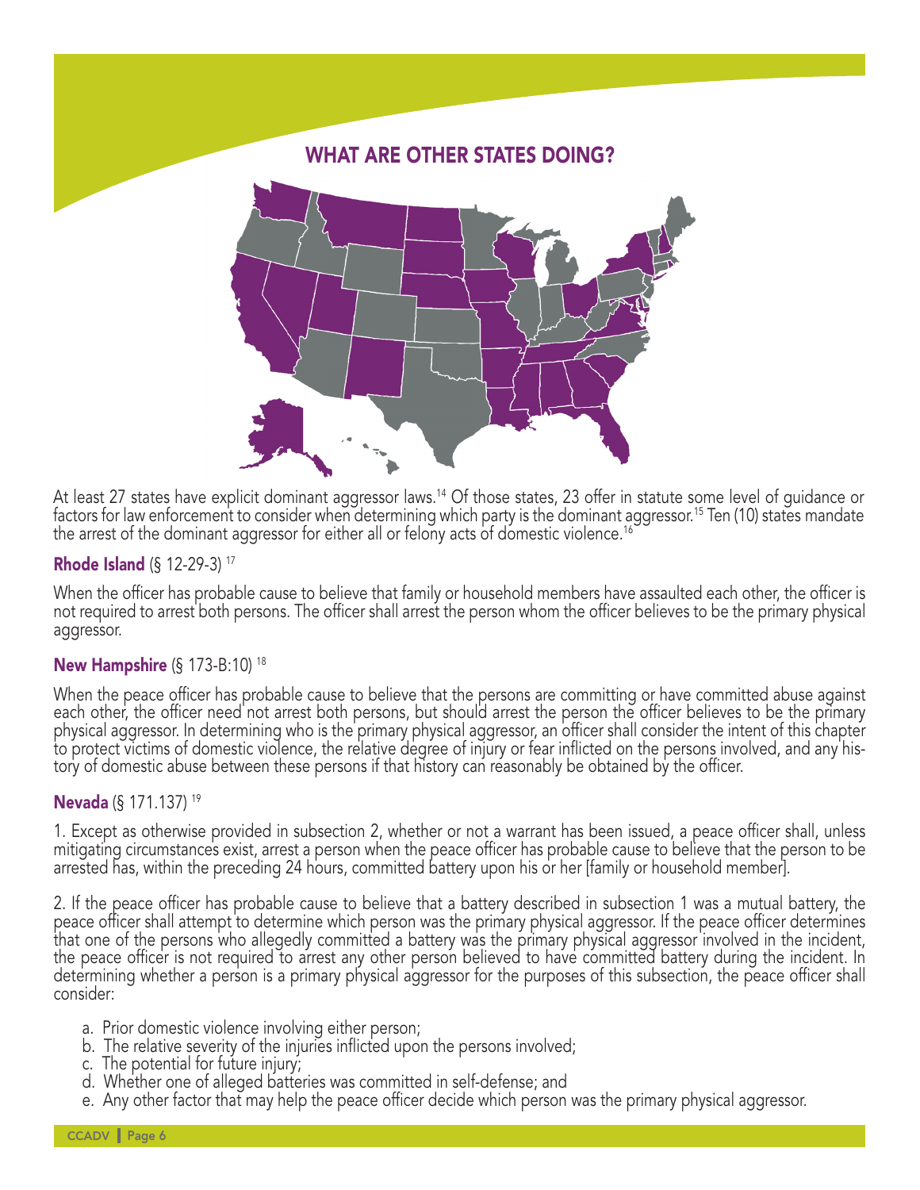## WHAT ARE OTHER STATES DOING?

At least 27 states have explicit dominant aggressor laws.[14] Of those states, 23 offer in statute some level of guidance or factors for law enforcement to consider when determining which party is the dominant aggressor.[15] Ten (10) states mandate the arrest of the dominant aggressor for either all or felony acts of domestic violence.[16]

### Rhode Island (§ 12-29-3) [17]

When the officer has probable cause to believe that family or household members have assaulted each other, the officer is not required to arrest both persons. The officer shall arrest the person whom the officer believes to be the primary physical aggressor.

### New Hampshire (§ 173-B:10) [18]

When the peace officer has probable cause to believe that the persons are committing or have committed abuse against each other, the officer need not arrest both persons, but should arrest the person the officer believes to be the primary physical aggressor. In determining who is the primary physical aggressor, an officer shall consider the intent of this chapter to protect victims of domestic violence, the relative degree of injury or fear inflicted on the persons involved, and any history of domestic abuse between these persons if that history can reasonably be obtained by the officer.

### Nevada (§ 171.137) [19]

1. Except as otherwise provided in subsection 2, whether or not a warrant has been issued, a peace officer shall, unless mitigating circumstances exist, arrest a person when the peace officer has probable cause to believe that the person to be arrested has, within the preceding 24 hours, committed battery upon his or her [family or household member].

2. If the peace officer has probable cause to believe that a battery described in subsection 1 was a mutual battery, the peace officer shall attempt to determine which person was the primary physical aggressor. If the peace officer determines that one of the persons who allegedly committed a battery was the primary physical aggressor involved in the incident, the peace officer is not required to arrest any other person believed to have committed battery during the incident. In determining whether a person is a primary physical aggressor for the purposes of this subsection, the peace officer shall consider:

   a. Prior domestic violence involving either person;
   b. The relative severity of the injuries inflicted upon the persons involved;
   c. The potential for future injury;
   d. Whether one of alleged batteries was committed in self-defense; and
   e. Any other factor that may help the peace officer decide which person was the primary physical aggressor.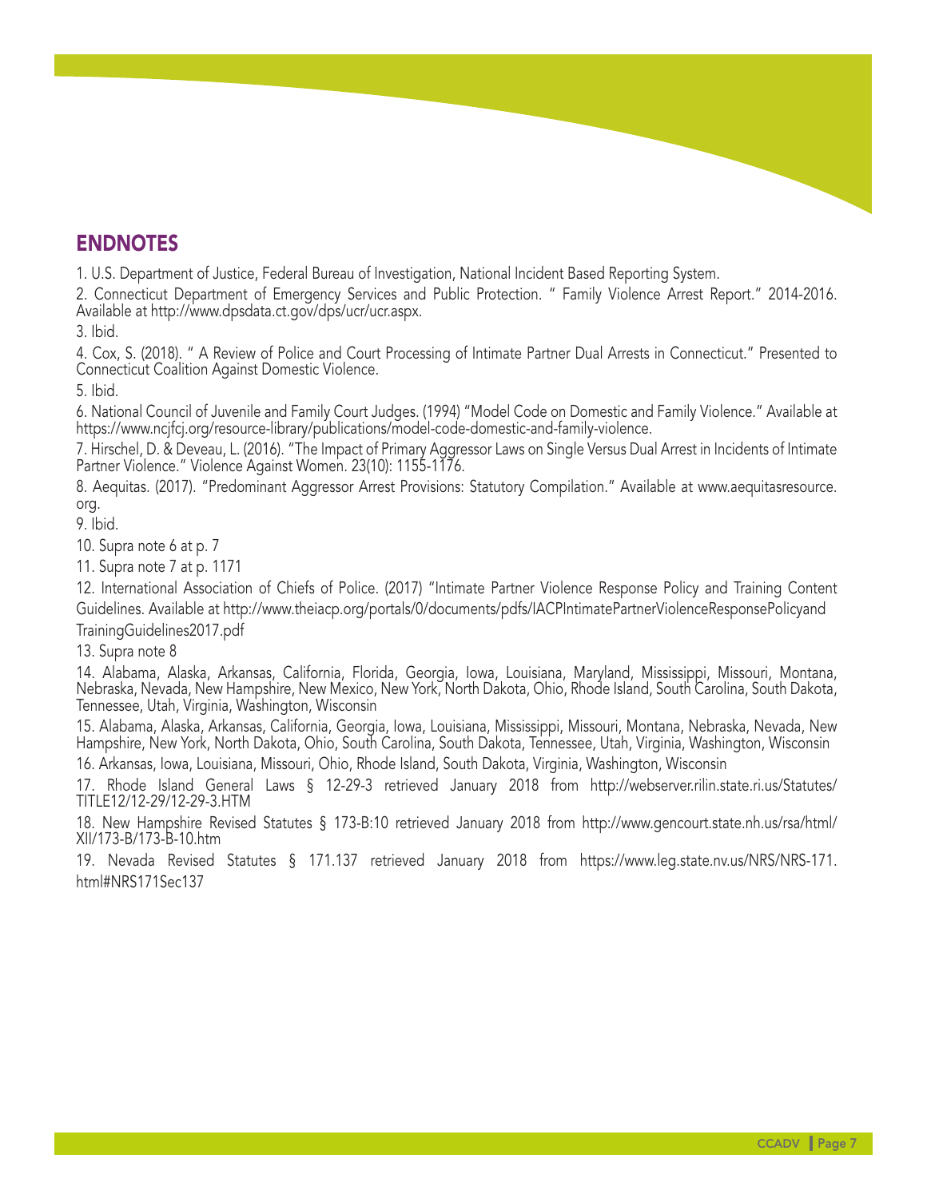## ENDNOTES

1. U.S. Department of Justice, Federal Bureau of Investigation, National Incident Based Reporting System.

2. Connecticut Department of Emergency Services and Public Protection. " Family Violence Arrest Report." 2014-2016. Available at http://www.dpsdata.ct.gov/dps/ucr/ucr.aspx.

3. Ibid.

4. Cox, S. (2018). " A Review of Police and Court Processing of Intimate Partner Dual Arrests in Connecticut." Presented to Connecticut Coalition Against Domestic Violence.

5. Ibid.

6. National Council of Juvenile and Family Court Judges. (1994) "Model Code on Domestic and Family Violence." Available at https://www.ncjfcj.org/resource-library/publications/model-code-domestic-and-family-violence.

7. Hirschel, D. & Deveau, L. (2016). "The Impact of Primary Aggressor Laws on Single Versus Dual Arrest in Incidents of Intimate Partner Violence." Violence Against Women. 23(10): 1155-1176.

8. Aequitas. (2017). "Predominant Aggressor Arrest Provisions: Statutory Compilation." Available at www.aequitasresource.org.

9. Ibid.

10. Supra note 6 at p. 7

11. Supra note 7 at p. 1171

12. International Association of Chiefs of Police. (2017) "Intimate Partner Violence Response Policy and Training Content Guidelines. Available at http://www.theiacp.org/portals/0/documents/pdfs/IACPIntimatePartnerViolenceResponsePolicyandTrainingGuidelines2017.pdf

13. Supra note 8

14. Alabama, Alaska, Arkansas, California, Florida, Georgia, Iowa, Louisiana, Maryland, Mississippi, Missouri, Montana, Nebraska, Nevada, New Hampshire, New Mexico, New York, North Dakota, Ohio, Rhode Island, South Carolina, South Dakota, Tennessee, Utah, Virginia, Washington, Wisconsin

15. Alabama, Alaska, Arkansas, California, Georgia, Iowa, Louisiana, Mississippi, Missouri, Montana, Nebraska, Nevada, New Hampshire, New York, North Dakota, Ohio, South Carolina, South Dakota, Tennessee, Utah, Virginia, Washington, Wisconsin

16. Arkansas, Iowa, Louisiana, Missouri, Ohio, Rhode Island, South Dakota, Virginia, Washington, Wisconsin

17. Rhode Island General Laws § 12-29-3 retrieved January 2018 from http://webserver.rilin.state.ri.us/Statutes/TITLE12/12-29/12-29-3.HTM

18. New Hampshire Revised Statutes § 173-B:10 retrieved January 2018 from http://www.gencourt.state.nh.us/rsa/html/XII/173-B/173-B-10.htm

19. Nevada Revised Statutes § 171.137 retrieved January 2018 from https://www.leg.state.nv.us/NRS/NRS-171.html#NRS171Sec137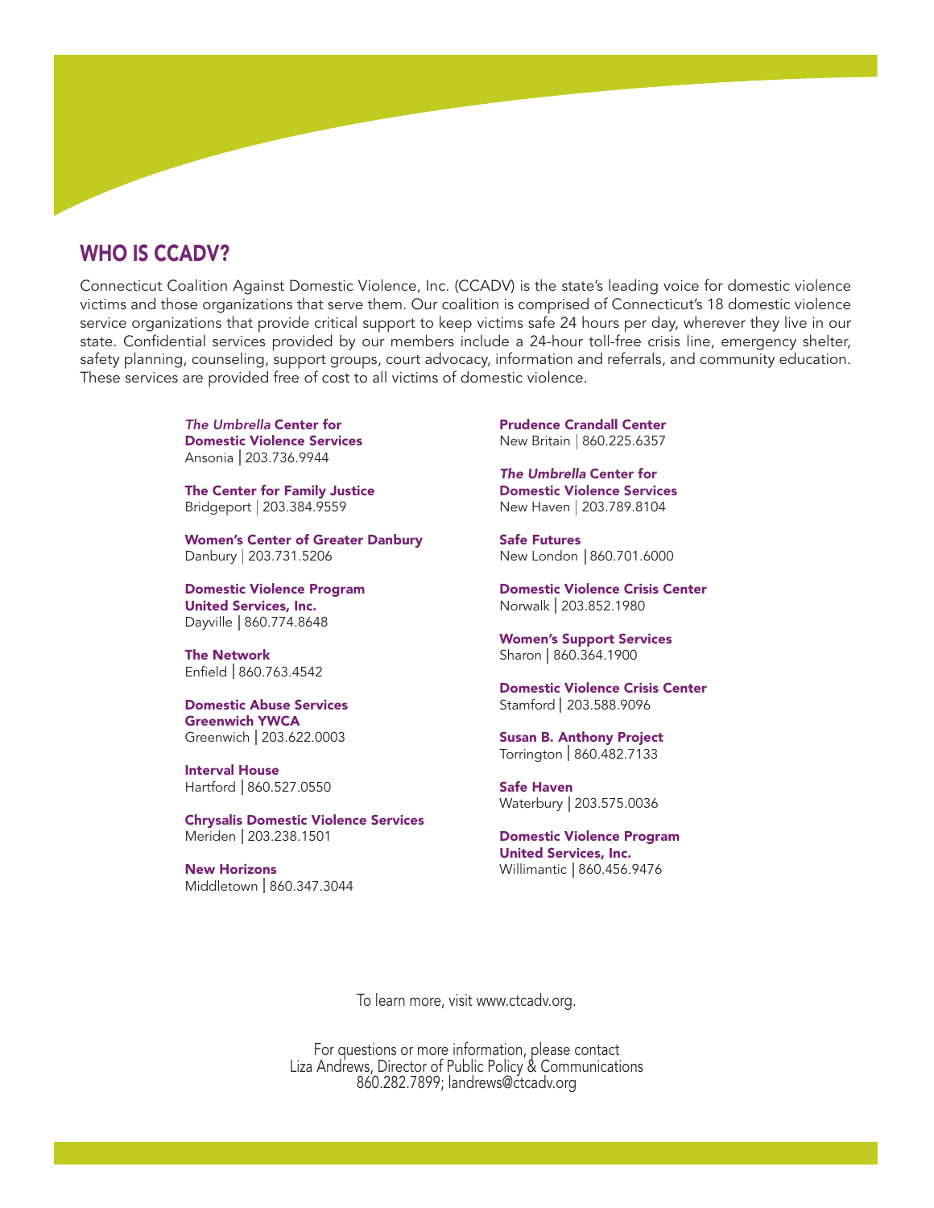## WHO IS CCADV?

Connecticut Coalition Against Domestic Violence, Inc. (CCADV) is the state's leading voice for domestic violence victims and those organizations that serve them. Our coalition is comprised of Connecticut's 18 domestic violence service organizations that provide critical support to keep victims safe 24 hours per day, wherever they live in our state. Confidential services provided by our members include a 24-hour toll-free crisis line, emergency shelter, safety planning, counseling, support groups, court advocacy, information and referrals, and community education. These services are provided free of cost to all victims of domestic violence.

***The Umbrella* Center for Domestic Violence Services**
Ansonia | 203.736.9944

**The Center for Family Justice**
Bridgeport | 203.384.9559

**Women's Center of Greater Danbury**
Danbury | 203.731.5206

**Domestic Violence Program United Services, Inc.**
Dayville | 860.774.8648

**The Network**
Enfield | 860.763.4542

**Domestic Abuse Services Greenwich YWCA**
Greenwich | 203.622.0003

**Interval House**
Hartford | 860.527.0550

**Chrysalis Domestic Violence Services**
Meriden | 203.238.1501

**New Horizons**
Middletown | 860.347.3044

**Prudence Crandall Center**
New Britain | 860.225.6357

***The Umbrella* Center for Domestic Violence Services**
New Haven | 203.789.8104

**Safe Futures**
New London | 860.701.6000

**Domestic Violence Crisis Center**
Norwalk | 203.852.1980

**Women's Support Services**
Sharon | 860.364.1900

**Domestic Violence Crisis Center**
Stamford | 203.588.9096

**Susan B. Anthony Project**
Torrington | 860.482.7133

**Safe Haven**
Waterbury | 203.575.0036

**Domestic Violence Program United Services, Inc.**
Willimantic | 860.456.9476

To learn more, visit www.ctcadv.org.

For questions or more information, please contact
Liza Andrews, Director of Public Policy & Communications
860.282.7899; landrews@ctcadv.org